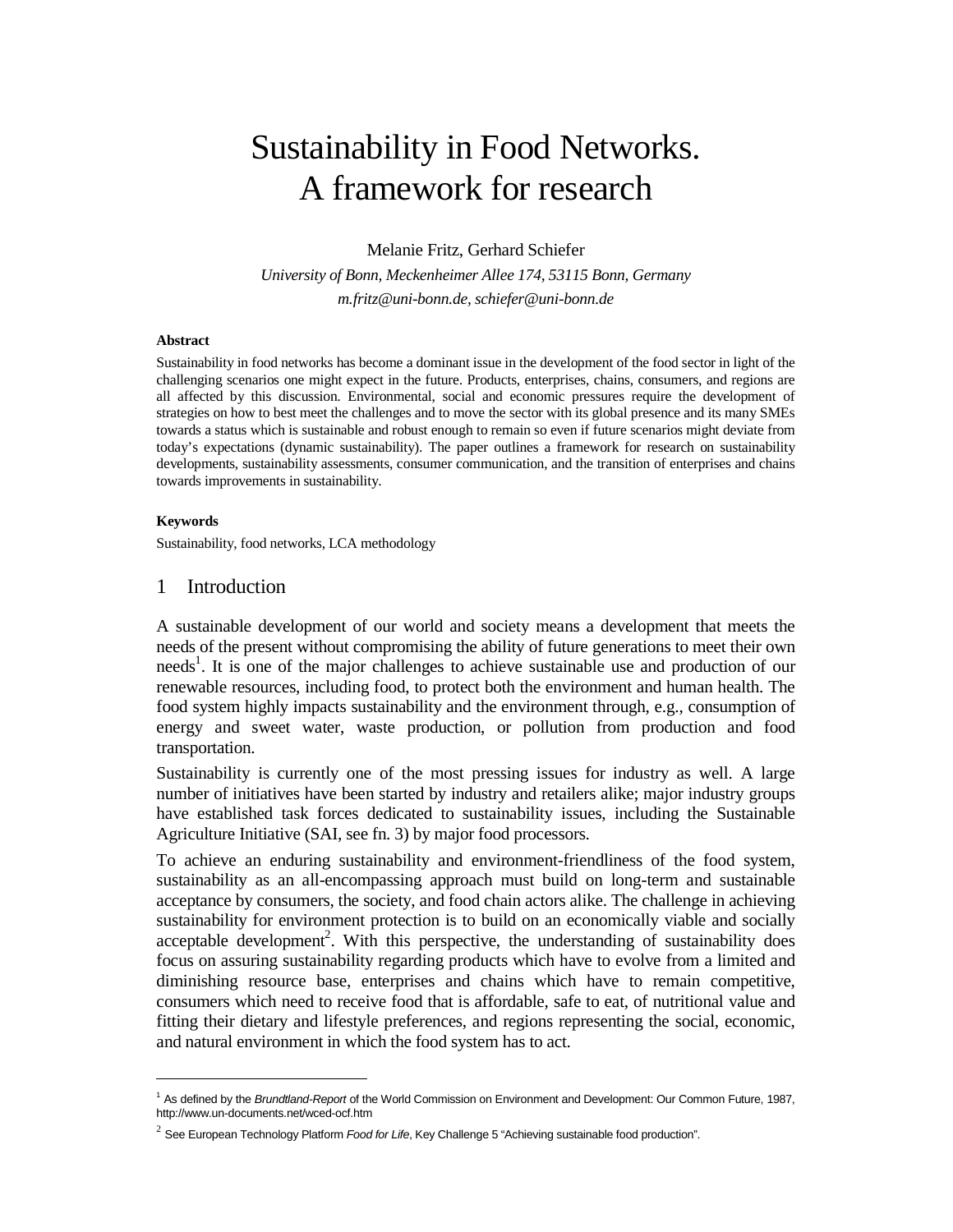# Sustainability in Food Networks. A framework for research

Melanie Fritz, Gerhard Schiefer

*University of Bonn, Meckenheimer Allee 174, 53115 Bonn, Germany*

*m.fritz@uni-bonn.de, schiefer@uni-bonn.de*

**Abstract**

Sustainability in food networks has become a dominant issue in the development of the food sector in light of the challenging scenarios one might expect in the future. Products, enterprises, chains, consumers, and regions are all affected by this discussion. Environmental, social and economic pressures require the development of strategies on how to best meet the challenges and to move the sector with its global presence and its many SMEs towards a status which is sustainable and robust enough to remain so even if future scenarios might deviate from today's expectations (dynamic sustainability). The paper outlines a framework for research on sustainability developments, sustainability assessments, consumer communication, and the transition of enterprises and chains towards improvements in sustainability.

**Keywords**

Sustainability, food networks, LCA methodology

## 1 Introduction

A sustainable development of our world and society means a development that meets the needs of the present without compromising the ability of future generations to meet their own needs[1]. It is one of the major challenges to achieve sustainable use and production of our renewable resources, including food, to protect both the environment and human health. The food system highly impacts sustainability and the environment through, e.g., consumption of energy and sweet water, waste production, or pollution from production and food transportation.

Sustainability is currently one of the most pressing issues for industry as well. A large number of initiatives have been started by industry and retailers alike; major industry groups have established task forces dedicated to sustainability issues, including the Sustainable Agriculture Initiative (SAI, see fn. 3) by major food processors.

To achieve an enduring sustainability and environment-friendliness of the food system, sustainability as an all-encompassing approach must build on long-term and sustainable acceptance by consumers, the society, and food chain actors alike. The challenge in achieving sustainability for environment protection is to build on an economically viable and socially acceptable development[2]. With this perspective, the understanding of sustainability does focus on assuring sustainability regarding products which have to evolve from a limited and diminishing resource base, enterprises and chains which have to remain competitive, consumers which need to receive food that is affordable, safe to eat, of nutritional value and fitting their dietary and lifestyle preferences, and regions representing the social, economic, and natural environment in which the food system has to act.

---

[1] As defined by the *Brundtland-Report* of the World Commission on Environment and Development: Our Common Future, 1987, http://www.un-documents.net/wced-ocf.htm

[2] See European Technology Platform *Food for Life*, Key Challenge 5 "Achieving sustainable food production".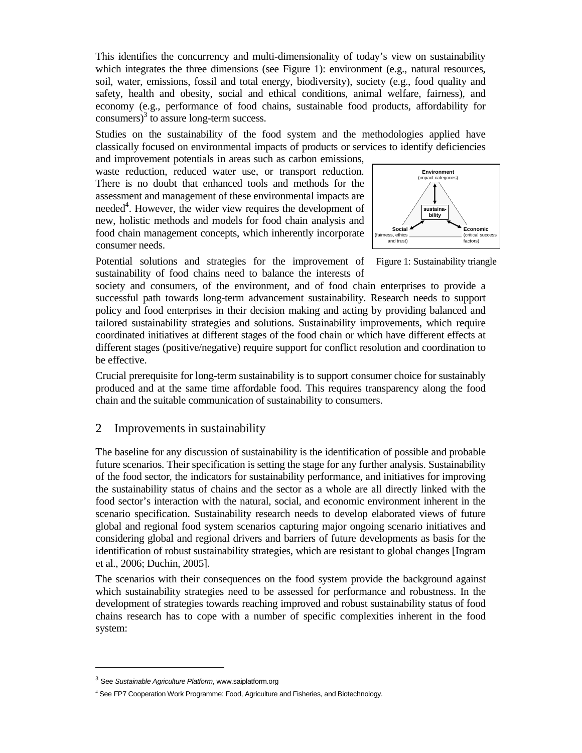This identifies the concurrency and multi-dimensionality of today's view on sustainability which integrates the three dimensions (see Figure 1): environment (e.g., natural resources, soil, water, emissions, fossil and total energy, biodiversity), society (e.g., food quality and safety, health and obesity, social and ethical conditions, animal welfare, fairness), and economy (e.g., performance of food chains, sustainable food products, affordability for consumers)[3] to assure long-term success.

Studies on the sustainability of the food system and the methodologies applied have classically focused on environmental impacts of products or services to identify deficiencies and improvement potentials in areas such as carbon emissions, waste reduction, reduced water use, or transport reduction. There is no doubt that enhanced tools and methods for the assessment and management of these environmental impacts are needed[4]. However, the wider view requires the development of new, holistic methods and models for food chain analysis and food chain management concepts, which inherently incorporate consumer needs.

Environment (impact categories)

sustainability

Social (fairness, ethics and trust)

Economic (critical success factors)

Figure 1: Sustainability triangle

Potential solutions and strategies for the improvement of sustainability of food chains need to balance the interests of society and consumers, of the environment, and of food chain enterprises to provide a successful path towards long-term advancement sustainability. Research needs to support policy and food enterprises in their decision making and acting by providing balanced and tailored sustainability strategies and solutions. Sustainability improvements, which require coordinated initiatives at different stages of the food chain or which have different effects at different stages (positive/negative) require support for conflict resolution and coordination to be effective.

Crucial prerequisite for long-term sustainability is to support consumer choice for sustainably produced and at the same time affordable food. This requires transparency along the food chain and the suitable communication of sustainability to consumers.

## 2 Improvements in sustainability

The baseline for any discussion of sustainability is the identification of possible and probable future scenarios. Their specification is setting the stage for any further analysis. Sustainability of the food sector, the indicators for sustainability performance, and initiatives for improving the sustainability status of chains and the sector as a whole are all directly linked with the food sector's interaction with the natural, social, and economic environment inherent in the scenario specification. Sustainability research needs to develop elaborated views of future global and regional food system scenarios capturing major ongoing scenario initiatives and considering global and regional drivers and barriers of future developments as basis for the identification of robust sustainability strategies, which are resistant to global changes [Ingram et al., 2006; Duchin, 2005].

The scenarios with their consequences on the food system provide the background against which sustainability strategies need to be assessed for performance and robustness. In the development of strategies towards reaching improved and robust sustainability status of food chains research has to cope with a number of specific complexities inherent in the food system:

---

[3] See *Sustainable Agriculture Platform*, www.saiplatform.org

[4] See FP7 Cooperation Work Programme: Food, Agriculture and Fisheries, and Biotechnology.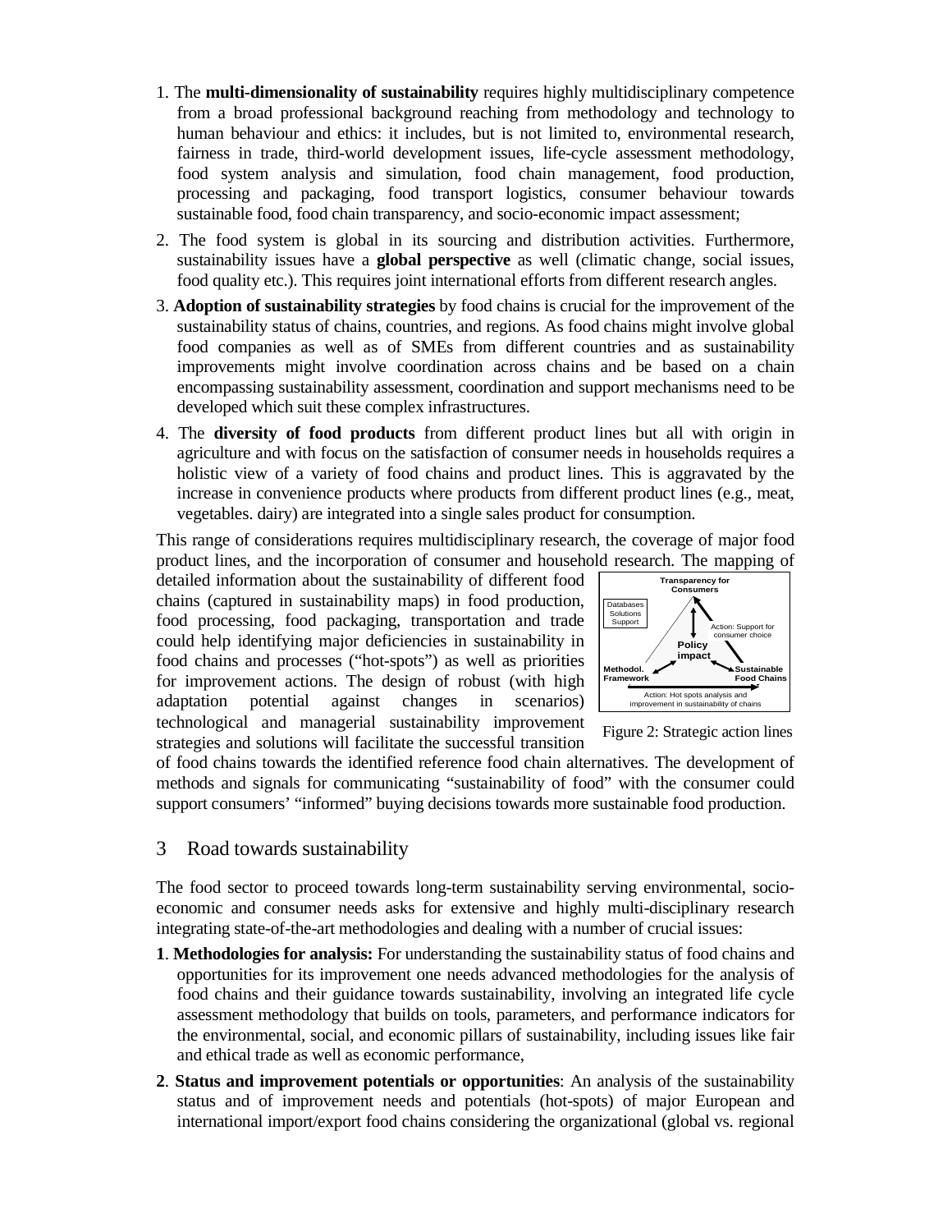1. The **multi-dimensionality of sustainability** requires highly multidisciplinary competence from a broad professional background reaching from methodology and technology to human behaviour and ethics: it includes, but is not limited to, environmental research, fairness in trade, third-world development issues, life-cycle assessment methodology, food system analysis and simulation, food chain management, food production, processing and packaging, food transport logistics, consumer behaviour towards sustainable food, food chain transparency, and socio-economic impact assessment;
2. The food system is global in its sourcing and distribution activities. Furthermore, sustainability issues have a **global perspective** as well (climatic change, social issues, food quality etc.). This requires joint international efforts from different research angles.
3. **Adoption of sustainability strategies** by food chains is crucial for the improvement of the sustainability status of chains, countries, and regions. As food chains might involve global food companies as well as of SMEs from different countries and as sustainability improvements might involve coordination across chains and be based on a chain encompassing sustainability assessment, coordination and support mechanisms need to be developed which suit these complex infrastructures.
4. The **diversity of food products** from different product lines but all with origin in agriculture and with focus on the satisfaction of consumer needs in households requires a holistic view of a variety of food chains and product lines. This is aggravated by the increase in convenience products where products from different product lines (e.g., meat, vegetables. dairy) are integrated into a single sales product for consumption.

This range of considerations requires multidisciplinary research, the coverage of major food product lines, and the incorporation of consumer and household research. The mapping of detailed information about the sustainability of different food chains (captured in sustainability maps) in food production, food processing, food packaging, transportation and trade could help identifying major deficiencies in sustainability in food chains and processes ("hot-spots") as well as priorities for improvement actions. The design of robust (with high adaptation potential against changes in scenarios) technological and managerial sustainability improvement strategies and solutions will facilitate the successful transition of food chains towards the identified reference food chain alternatives. The development of methods and signals for communicating "sustainability of food" with the consumer could support consumers' "informed" buying decisions towards more sustainable food production.

Transparency for Consumers | Databases Solutions Support | Action: Support for consumer choice | Policy impact | Methodol. Framework | Sustainable Food Chains | Action: Hot spots analysis and improvement in sustainability of chains

Figure 2: Strategic action lines

## 3 Road towards sustainability

The food sector to proceed towards long-term sustainability serving environmental, socio-economic and consumer needs asks for extensive and highly multi-disciplinary research integrating state-of-the-art methodologies and dealing with a number of crucial issues:

**1**. **Methodologies for analysis:** For understanding the sustainability status of food chains and opportunities for its improvement one needs advanced methodologies for the analysis of food chains and their guidance towards sustainability, involving an integrated life cycle assessment methodology that builds on tools, parameters, and performance indicators for the environmental, social, and economic pillars of sustainability, including issues like fair and ethical trade as well as economic performance,

**2**. **Status and improvement potentials or opportunities**: An analysis of the sustainability status and of improvement needs and potentials (hot-spots) of major European and international import/export food chains considering the organizational (global vs. regional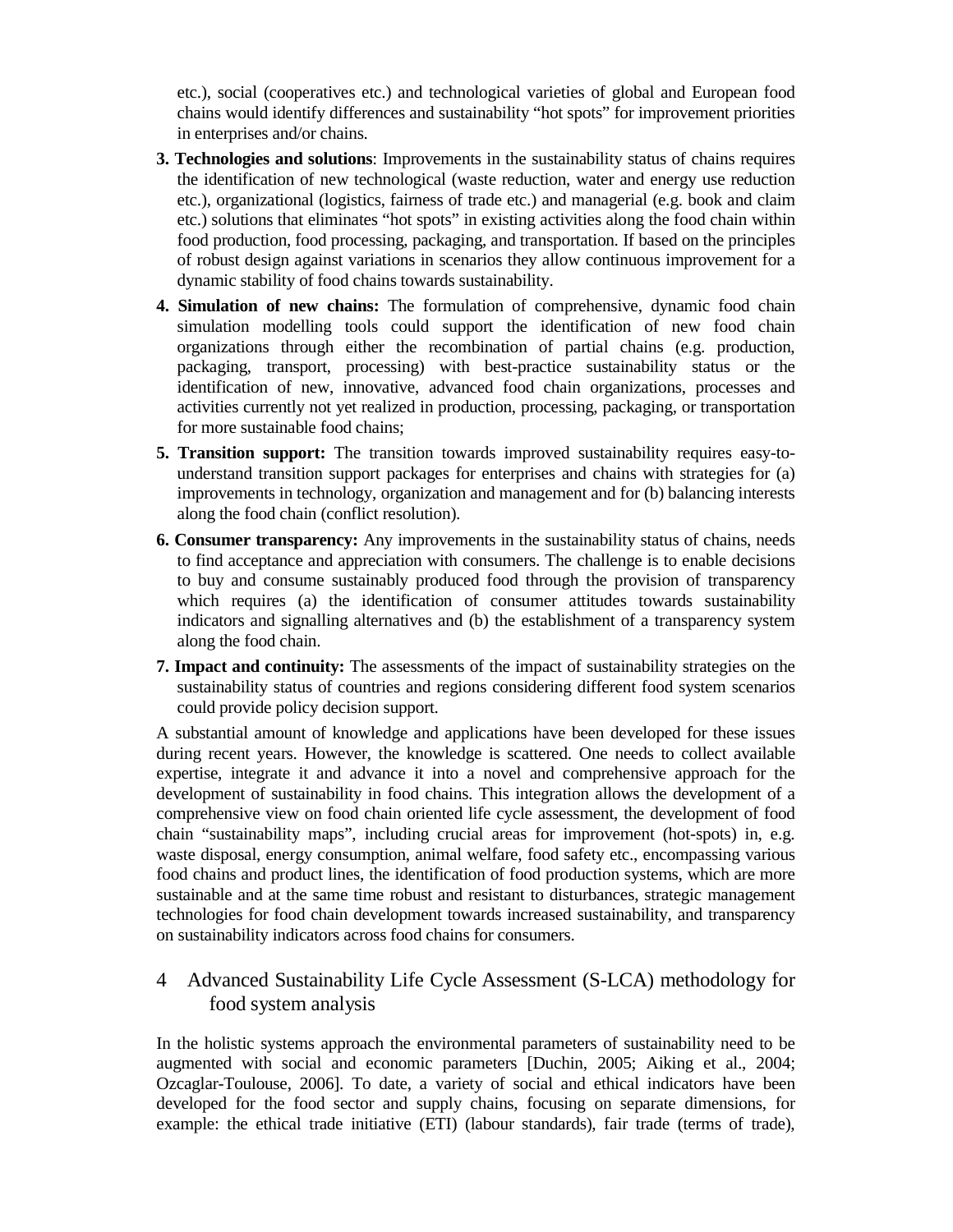etc.), social (cooperatives etc.) and technological varieties of global and European food chains would identify differences and sustainability "hot spots" for improvement priorities in enterprises and/or chains.

**3. Technologies and solutions**: Improvements in the sustainability status of chains requires the identification of new technological (waste reduction, water and energy use reduction etc.), organizational (logistics, fairness of trade etc.) and managerial (e.g. book and claim etc.) solutions that eliminates "hot spots" in existing activities along the food chain within food production, food processing, packaging, and transportation. If based on the principles of robust design against variations in scenarios they allow continuous improvement for a dynamic stability of food chains towards sustainability.

**4. Simulation of new chains:** The formulation of comprehensive, dynamic food chain simulation modelling tools could support the identification of new food chain organizations through either the recombination of partial chains (e.g. production, packaging, transport, processing) with best-practice sustainability status or the identification of new, innovative, advanced food chain organizations, processes and activities currently not yet realized in production, processing, packaging, or transportation for more sustainable food chains;

**5. Transition support:** The transition towards improved sustainability requires easy-to-understand transition support packages for enterprises and chains with strategies for (a) improvements in technology, organization and management and for (b) balancing interests along the food chain (conflict resolution).

**6. Consumer transparency:** Any improvements in the sustainability status of chains, needs to find acceptance and appreciation with consumers. The challenge is to enable decisions to buy and consume sustainably produced food through the provision of transparency which requires (a) the identification of consumer attitudes towards sustainability indicators and signalling alternatives and (b) the establishment of a transparency system along the food chain.

**7. Impact and continuity:** The assessments of the impact of sustainability strategies on the sustainability status of countries and regions considering different food system scenarios could provide policy decision support.

A substantial amount of knowledge and applications have been developed for these issues during recent years. However, the knowledge is scattered. One needs to collect available expertise, integrate it and advance it into a novel and comprehensive approach for the development of sustainability in food chains. This integration allows the development of a comprehensive view on food chain oriented life cycle assessment, the development of food chain "sustainability maps", including crucial areas for improvement (hot-spots) in, e.g. waste disposal, energy consumption, animal welfare, food safety etc., encompassing various food chains and product lines, the identification of food production systems, which are more sustainable and at the same time robust and resistant to disturbances, strategic management technologies for food chain development towards increased sustainability, and transparency on sustainability indicators across food chains for consumers.

## 4 Advanced Sustainability Life Cycle Assessment (S-LCA) methodology for food system analysis

In the holistic systems approach the environmental parameters of sustainability need to be augmented with social and economic parameters [Duchin, 2005; Aiking et al., 2004; Ozcaglar-Toulouse, 2006]. To date, a variety of social and ethical indicators have been developed for the food sector and supply chains, focusing on separate dimensions, for example: the ethical trade initiative (ETI) (labour standards), fair trade (terms of trade),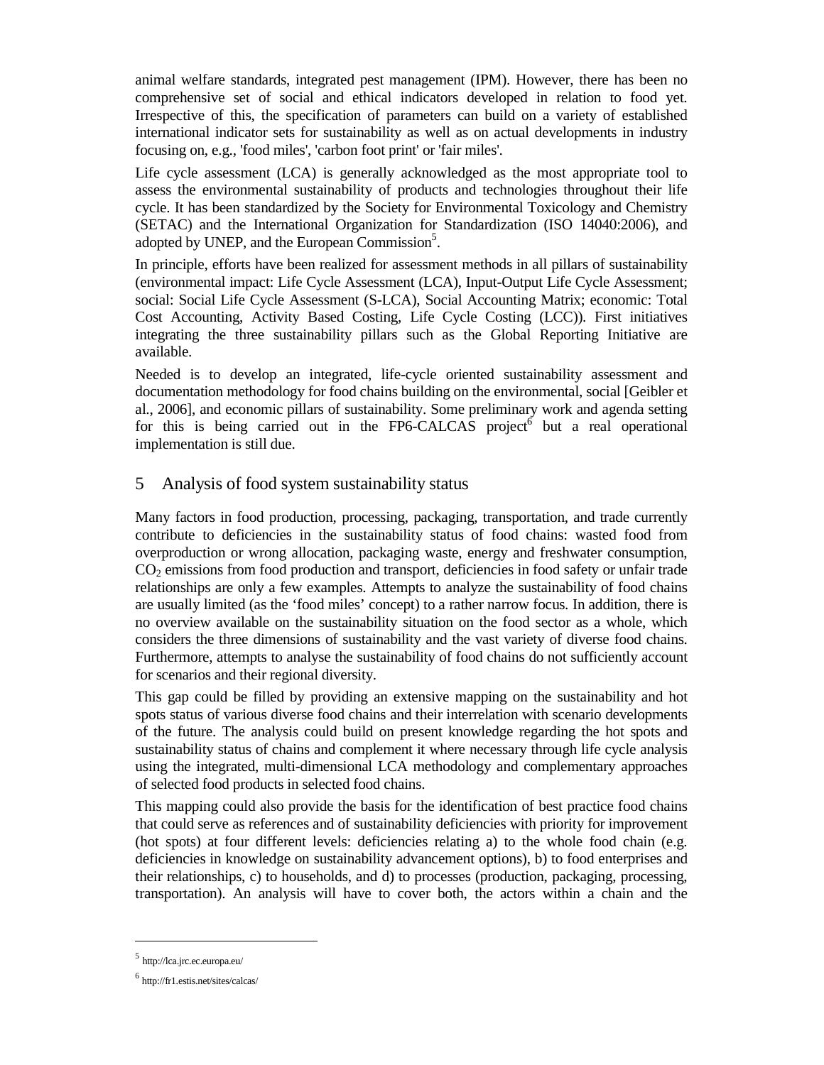animal welfare standards, integrated pest management (IPM). However, there has been no comprehensive set of social and ethical indicators developed in relation to food yet. Irrespective of this, the specification of parameters can build on a variety of established international indicator sets for sustainability as well as on actual developments in industry focusing on, e.g., 'food miles', 'carbon foot print' or 'fair miles'.

Life cycle assessment (LCA) is generally acknowledged as the most appropriate tool to assess the environmental sustainability of products and technologies throughout their life cycle. It has been standardized by the Society for Environmental Toxicology and Chemistry (SETAC) and the International Organization for Standardization (ISO 14040:2006), and adopted by UNEP, and the European Commission[5].

In principle, efforts have been realized for assessment methods in all pillars of sustainability (environmental impact: Life Cycle Assessment (LCA), Input-Output Life Cycle Assessment; social: Social Life Cycle Assessment (S-LCA), Social Accounting Matrix; economic: Total Cost Accounting, Activity Based Costing, Life Cycle Costing (LCC)). First initiatives integrating the three sustainability pillars such as the Global Reporting Initiative are available.

Needed is to develop an integrated, life-cycle oriented sustainability assessment and documentation methodology for food chains building on the environmental, social [Geibler et al., 2006], and economic pillars of sustainability. Some preliminary work and agenda setting for this is being carried out in the FP6-CALCAS project[6] but a real operational implementation is still due.

## 5 Analysis of food system sustainability status

Many factors in food production, processing, packaging, transportation, and trade currently contribute to deficiencies in the sustainability status of food chains: wasted food from overproduction or wrong allocation, packaging waste, energy and freshwater consumption, $CO_2$ emissions from food production and transport, deficiencies in food safety or unfair trade relationships are only a few examples. Attempts to analyze the sustainability of food chains are usually limited (as the 'food miles' concept) to a rather narrow focus. In addition, there is no overview available on the sustainability situation on the food sector as a whole, which considers the three dimensions of sustainability and the vast variety of diverse food chains. Furthermore, attempts to analyse the sustainability of food chains do not sufficiently account for scenarios and their regional diversity.

This gap could be filled by providing an extensive mapping on the sustainability and hot spots status of various diverse food chains and their interrelation with scenario developments of the future. The analysis could build on present knowledge regarding the hot spots and sustainability status of chains and complement it where necessary through life cycle analysis using the integrated, multi-dimensional LCA methodology and complementary approaches of selected food products in selected food chains.

This mapping could also provide the basis for the identification of best practice food chains that could serve as references and of sustainability deficiencies with priority for improvement (hot spots) at four different levels: deficiencies relating a) to the whole food chain (e.g. deficiencies in knowledge on sustainability advancement options), b) to food enterprises and their relationships, c) to households, and d) to processes (production, packaging, processing, transportation). An analysis will have to cover both, the actors within a chain and the

---

[5] http://lca.jrc.ec.europa.eu/

[6] http://fr1.estis.net/sites/calcas/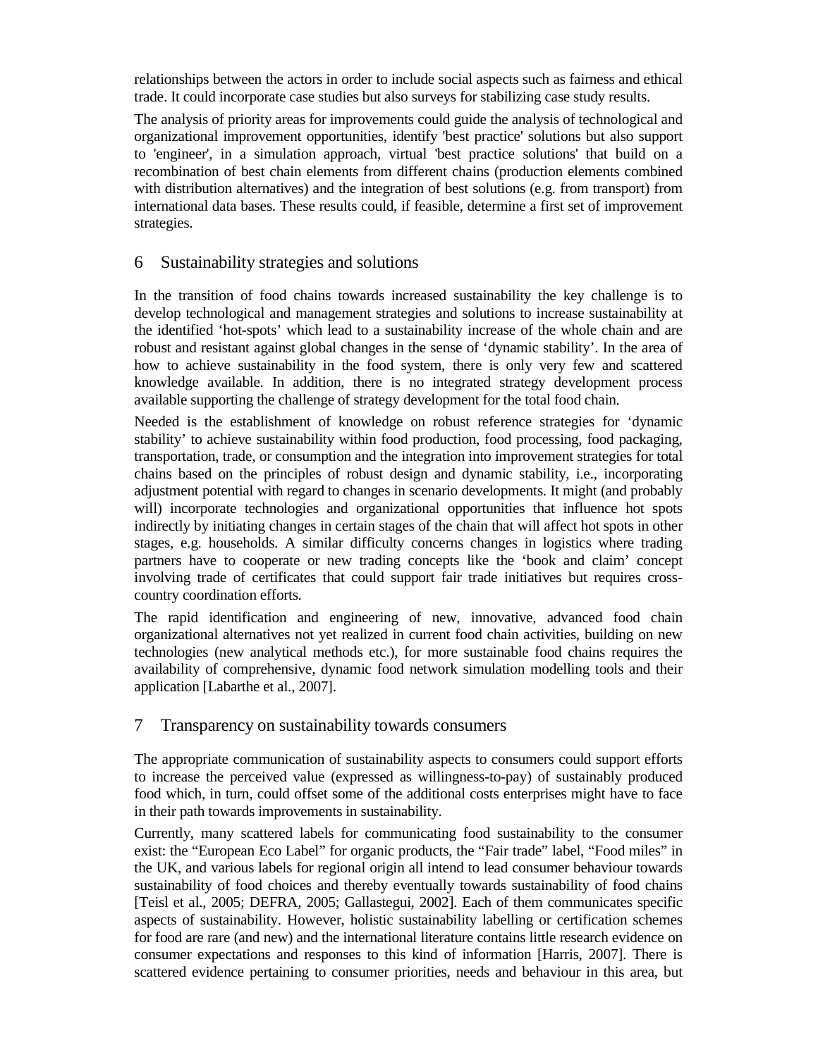relationships between the actors in order to include social aspects such as fairness and ethical trade. It could incorporate case studies but also surveys for stabilizing case study results.

The analysis of priority areas for improvements could guide the analysis of technological and organizational improvement opportunities, identify 'best practice' solutions but also support to 'engineer', in a simulation approach, virtual 'best practice solutions' that build on a recombination of best chain elements from different chains (production elements combined with distribution alternatives) and the integration of best solutions (e.g. from transport) from international data bases. These results could, if feasible, determine a first set of improvement strategies.

## 6 Sustainability strategies and solutions

In the transition of food chains towards increased sustainability the key challenge is to develop technological and management strategies and solutions to increase sustainability at the identified ‘hot-spots’ which lead to a sustainability increase of the whole chain and are robust and resistant against global changes in the sense of ‘dynamic stability’. In the area of how to achieve sustainability in the food system, there is only very few and scattered knowledge available. In addition, there is no integrated strategy development process available supporting the challenge of strategy development for the total food chain.

Needed is the establishment of knowledge on robust reference strategies for ‘dynamic stability’ to achieve sustainability within food production, food processing, food packaging, transportation, trade, or consumption and the integration into improvement strategies for total chains based on the principles of robust design and dynamic stability, i.e., incorporating adjustment potential with regard to changes in scenario developments. It might (and probably will) incorporate technologies and organizational opportunities that influence hot spots indirectly by initiating changes in certain stages of the chain that will affect hot spots in other stages, e.g. households. A similar difficulty concerns changes in logistics where trading partners have to cooperate or new trading concepts like the ‘book and claim’ concept involving trade of certificates that could support fair trade initiatives but requires cross-country coordination efforts.

The rapid identification and engineering of new, innovative, advanced food chain organizational alternatives not yet realized in current food chain activities, building on new technologies (new analytical methods etc.), for more sustainable food chains requires the availability of comprehensive, dynamic food network simulation modelling tools and their application [Labarthe et al., 2007].

## 7 Transparency on sustainability towards consumers

The appropriate communication of sustainability aspects to consumers could support efforts to increase the perceived value (expressed as willingness-to-pay) of sustainably produced food which, in turn, could offset some of the additional costs enterprises might have to face in their path towards improvements in sustainability.

Currently, many scattered labels for communicating food sustainability to the consumer exist: the “European Eco Label” for organic products, the “Fair trade” label, “Food miles” in the UK, and various labels for regional origin all intend to lead consumer behaviour towards sustainability of food choices and thereby eventually towards sustainability of food chains [Teisl et al., 2005; DEFRA, 2005; Gallastegui, 2002]. Each of them communicates specific aspects of sustainability. However, holistic sustainability labelling or certification schemes for food are rare (and new) and the international literature contains little research evidence on consumer expectations and responses to this kind of information [Harris, 2007]. There is scattered evidence pertaining to consumer priorities, needs and behaviour in this area, but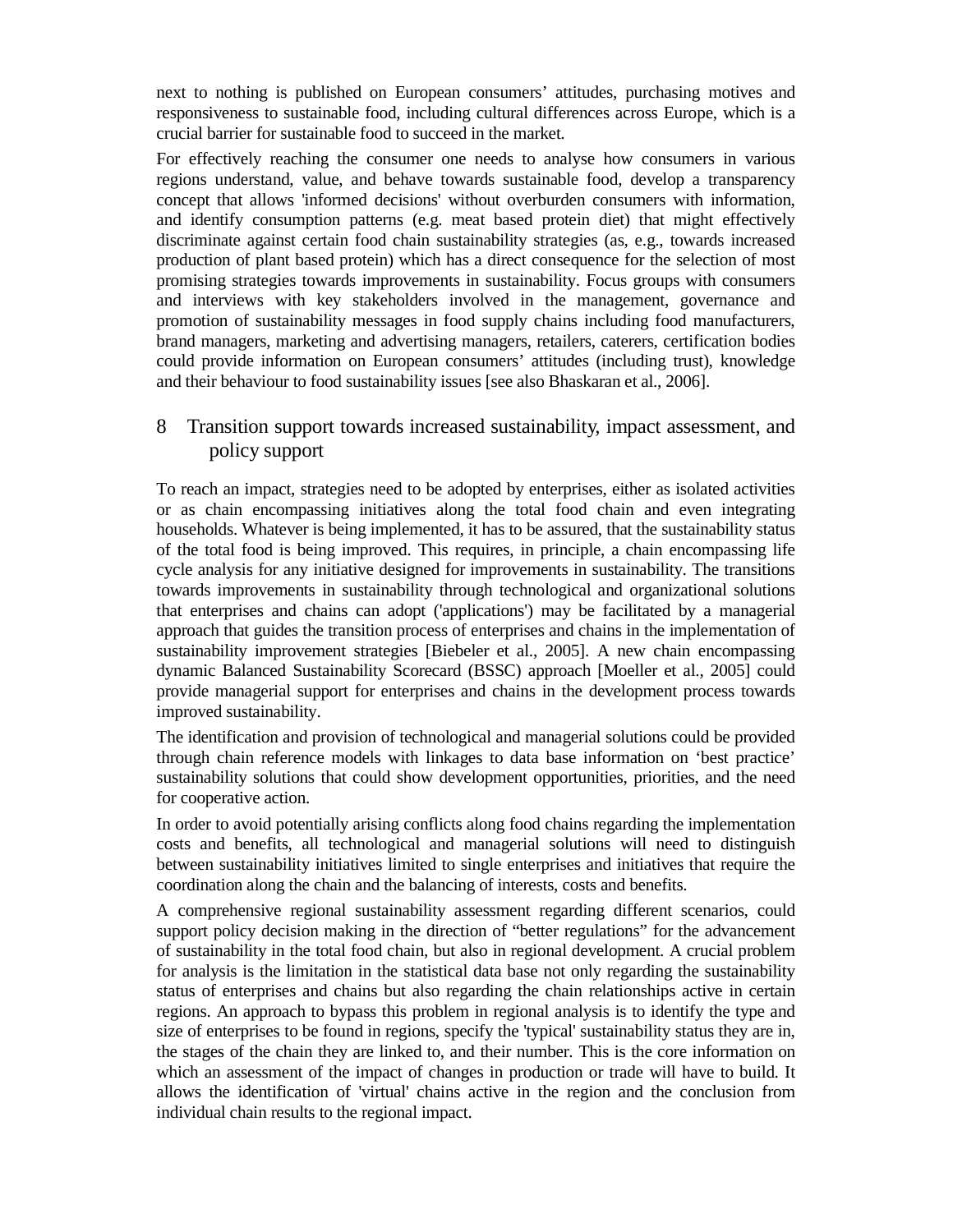next to nothing is published on European consumers' attitudes, purchasing motives and responsiveness to sustainable food, including cultural differences across Europe, which is a crucial barrier for sustainable food to succeed in the market.

For effectively reaching the consumer one needs to analyse how consumers in various regions understand, value, and behave towards sustainable food, develop a transparency concept that allows 'informed decisions' without overburden consumers with information, and identify consumption patterns (e.g. meat based protein diet) that might effectively discriminate against certain food chain sustainability strategies (as, e.g., towards increased production of plant based protein) which has a direct consequence for the selection of most promising strategies towards improvements in sustainability. Focus groups with consumers and interviews with key stakeholders involved in the management, governance and promotion of sustainability messages in food supply chains including food manufacturers, brand managers, marketing and advertising managers, retailers, caterers, certification bodies could provide information on European consumers' attitudes (including trust), knowledge and their behaviour to food sustainability issues [see also Bhaskaran et al., 2006].

# 8 Transition support towards increased sustainability, impact assessment, and policy support

To reach an impact, strategies need to be adopted by enterprises, either as isolated activities or as chain encompassing initiatives along the total food chain and even integrating households. Whatever is being implemented, it has to be assured, that the sustainability status of the total food is being improved. This requires, in principle, a chain encompassing life cycle analysis for any initiative designed for improvements in sustainability. The transitions towards improvements in sustainability through technological and organizational solutions that enterprises and chains can adopt ('applications') may be facilitated by a managerial approach that guides the transition process of enterprises and chains in the implementation of sustainability improvement strategies [Biebeler et al., 2005]. A new chain encompassing dynamic Balanced Sustainability Scorecard (BSSC) approach [Moeller et al., 2005] could provide managerial support for enterprises and chains in the development process towards improved sustainability.

The identification and provision of technological and managerial solutions could be provided through chain reference models with linkages to data base information on 'best practice' sustainability solutions that could show development opportunities, priorities, and the need for cooperative action.

In order to avoid potentially arising conflicts along food chains regarding the implementation costs and benefits, all technological and managerial solutions will need to distinguish between sustainability initiatives limited to single enterprises and initiatives that require the coordination along the chain and the balancing of interests, costs and benefits.

A comprehensive regional sustainability assessment regarding different scenarios, could support policy decision making in the direction of "better regulations" for the advancement of sustainability in the total food chain, but also in regional development. A crucial problem for analysis is the limitation in the statistical data base not only regarding the sustainability status of enterprises and chains but also regarding the chain relationships active in certain regions. An approach to bypass this problem in regional analysis is to identify the type and size of enterprises to be found in regions, specify the 'typical' sustainability status they are in, the stages of the chain they are linked to, and their number. This is the core information on which an assessment of the impact of changes in production or trade will have to build. It allows the identification of 'virtual' chains active in the region and the conclusion from individual chain results to the regional impact.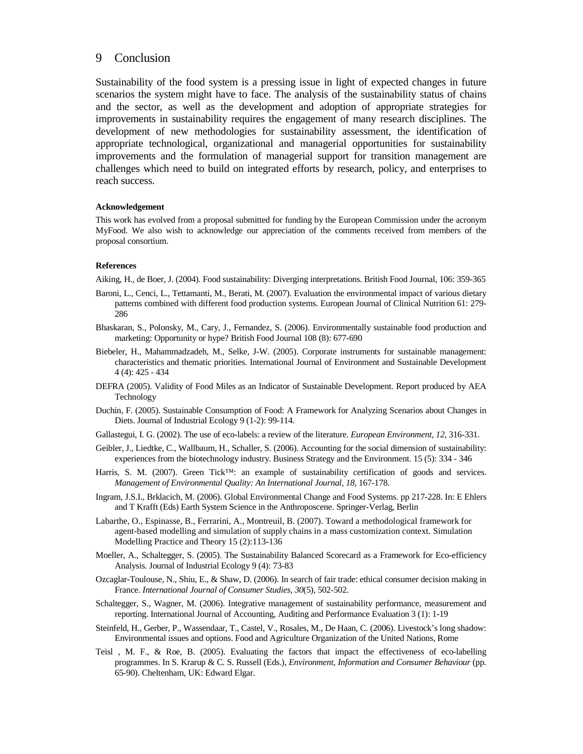## 9 Conclusion

Sustainability of the food system is a pressing issue in light of expected changes in future scenarios the system might have to face. The analysis of the sustainability status of chains and the sector, as well as the development and adoption of appropriate strategies for improvements in sustainability requires the engagement of many research disciplines. The development of new methodologies for sustainability assessment, the identification of appropriate technological, organizational and managerial opportunities for sustainability improvements and the formulation of managerial support for transition management are challenges which need to build on integrated efforts by research, policy, and enterprises to reach success.

**Acknowledgement**

This work has evolved from a proposal submitted for funding by the European Commission under the acronym MyFood. We also wish to acknowledge our appreciation of the comments received from members of the proposal consortium.

**References**

Aiking, H., de Boer, J. (2004). Food sustainability: Diverging interpretations. British Food Journal, 106: 359-365

Baroni, L., Cenci, L., Tettamanti, M., Berati, M. (2007). Evaluation the environmental impact of various dietary patterns combined with different food production systems. European Journal of Clinical Nutrition 61: 279-286

Bhaskaran, S., Polonsky, M., Cary, J., Fernandez, S. (2006). Environmentally sustainable food production and marketing: Opportunity or hype? British Food Journal 108 (8): 677-690

Biebeler, H., Mahammadzadeh, M., Selke, J-W. (2005). Corporate instruments for sustainable management: characteristics and thematic priorities. International Journal of Environment and Sustainable Development 4 (4): 425 - 434

DEFRA (2005). Validity of Food Miles as an Indicator of Sustainable Development. Report produced by AEA Technology

Duchin, F. (2005). Sustainable Consumption of Food: A Framework for Analyzing Scenarios about Changes in Diets. Journal of Industrial Ecology 9 (1-2): 99-114.

Gallastegui, I. G. (2002). The use of eco-labels: a review of the literature. *European Environment, 12*, 316-331.

Geibler, J., Liedtke, C., Wallbaum, H., Schaller, S. (2006). Accounting for the social dimension of sustainability: experiences from the biotechnology industry. Business Strategy and the Environment. 15 (5): 334 - 346

Harris, S. M. (2007). Green Tick™: an example of sustainability certification of goods and services. *Management of Environmental Quality: An International Journal, 18*, 167-178.

Ingram, J.S.I., Brklacich, M. (2006). Global Environmental Change and Food Systems. pp 217-228. In: E Ehlers and T Krafft (Eds) Earth System Science in the Anthropocene. Springer-Verlag, Berlin

Labarthe, O., Espinasse, B., Ferrarini, A., Montreuil, B. (2007). Toward a methodological framework for agent-based modelling and simulation of supply chains in a mass customization context. Simulation Modelling Practice and Theory 15 (2):113-136

Moeller, A., Schaltegger, S. (2005). The Sustainability Balanced Scorecard as a Framework for Eco-efficiency Analysis. Journal of Industrial Ecology 9 (4): 73-83

Ozcaglar-Toulouse, N., Shiu, E., & Shaw, D. (2006). In search of fair trade: ethical consumer decision making in France. *International Journal of Consumer Studies, 30*(5), 502-502.

Schaltegger, S., Wagner, M. (2006). Integrative management of sustainability performance, measurement and reporting. International Journal of Accounting, Auditing and Performance Evaluation 3 (1): 1-19

Steinfeld, H., Gerber, P., Wassendaar, T., Castel, V., Rosales, M., De Haan, C. (2006). Livestock's long shadow: Environmental issues and options. Food and Agriculture Organization of the United Nations, Rome

Teisl , M. F., & Roe, B. (2005). Evaluating the factors that impact the effectiveness of eco-labelling programmes. In S. Krarup & C. S. Russell (Eds.), *Environment, Information and Consumer Behaviour* (pp. 65-90). Cheltenham, UK: Edward Elgar.